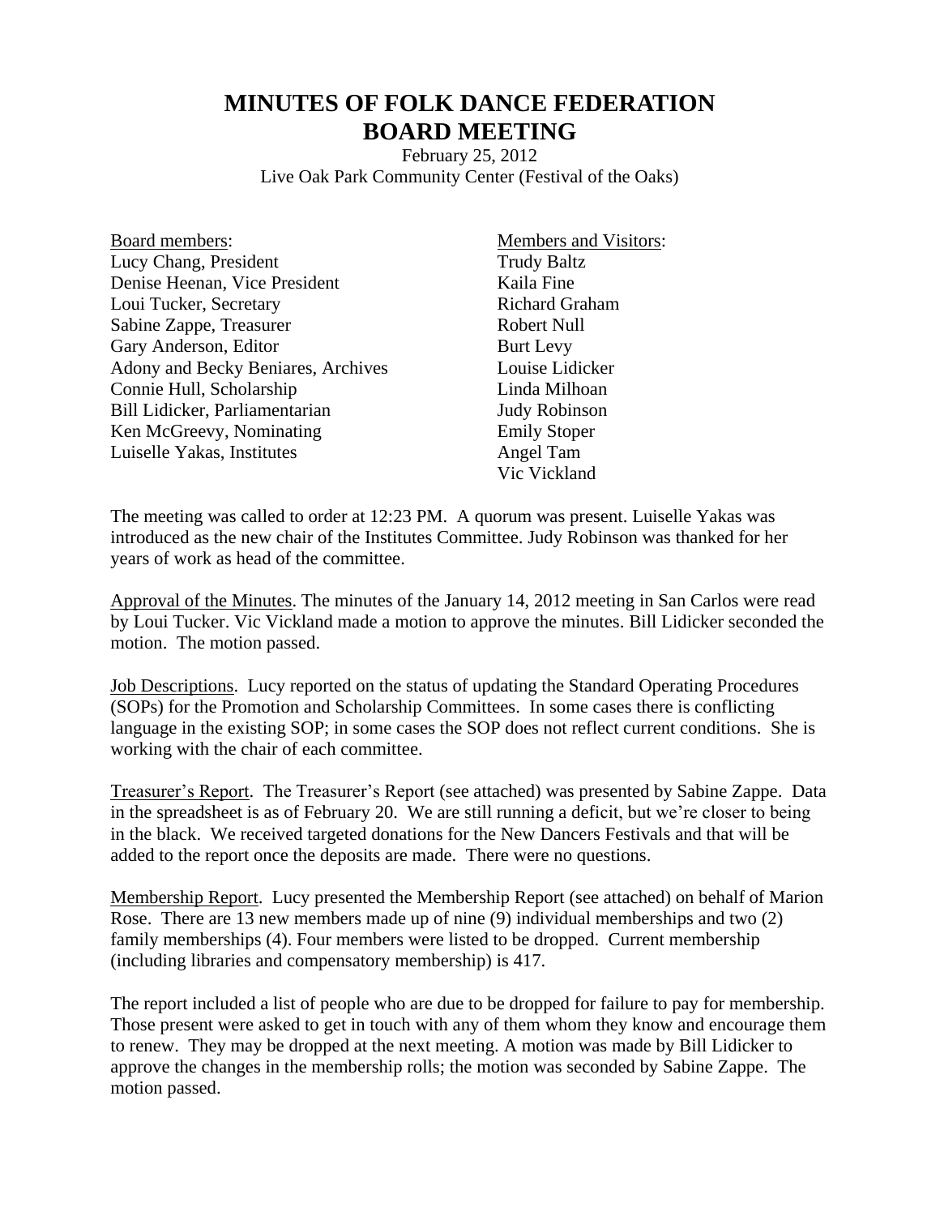# MINUTES OF FOLK DANCE FEDERATION BOARD MEETING

February 25, 2012

Live Oak Park Community Center (Festival of the Oaks)

Board members:

Lucy Chang, President
Denise Heenan, Vice President
Loui Tucker, Secretary
Sabine Zappe, Treasurer
Gary Anderson, Editor
Adony and Becky Beniares, Archives
Connie Hull, Scholarship
Bill Lidicker, Parliamentarian
Ken McGreevy, Nominating
Luiselle Yakas, Institutes

Members and Visitors:

Trudy Baltz
Kaila Fine
Richard Graham
Robert Null
Burt Levy
Louise Lidicker
Linda Milhoan
Judy Robinson
Emily Stoper
Angel Tam
Vic Vickland

The meeting was called to order at 12:23 PM. A quorum was present. Luiselle Yakas was introduced as the new chair of the Institutes Committee. Judy Robinson was thanked for her years of work as head of the committee.

Approval of the Minutes. The minutes of the January 14, 2012 meeting in San Carlos were read by Loui Tucker. Vic Vickland made a motion to approve the minutes. Bill Lidicker seconded the motion. The motion passed.

Job Descriptions. Lucy reported on the status of updating the Standard Operating Procedures (SOPs) for the Promotion and Scholarship Committees. In some cases there is conflicting language in the existing SOP; in some cases the SOP does not reflect current conditions. She is working with the chair of each committee.

Treasurer's Report. The Treasurer's Report (see attached) was presented by Sabine Zappe. Data in the spreadsheet is as of February 20. We are still running a deficit, but we're closer to being in the black. We received targeted donations for the New Dancers Festivals and that will be added to the report once the deposits are made. There were no questions.

Membership Report. Lucy presented the Membership Report (see attached) on behalf of Marion Rose. There are 13 new members made up of nine (9) individual memberships and two (2) family memberships (4). Four members were listed to be dropped. Current membership (including libraries and compensatory membership) is 417.

The report included a list of people who are due to be dropped for failure to pay for membership. Those present were asked to get in touch with any of them whom they know and encourage them to renew. They may be dropped at the next meeting. A motion was made by Bill Lidicker to approve the changes in the membership rolls; the motion was seconded by Sabine Zappe. The motion passed.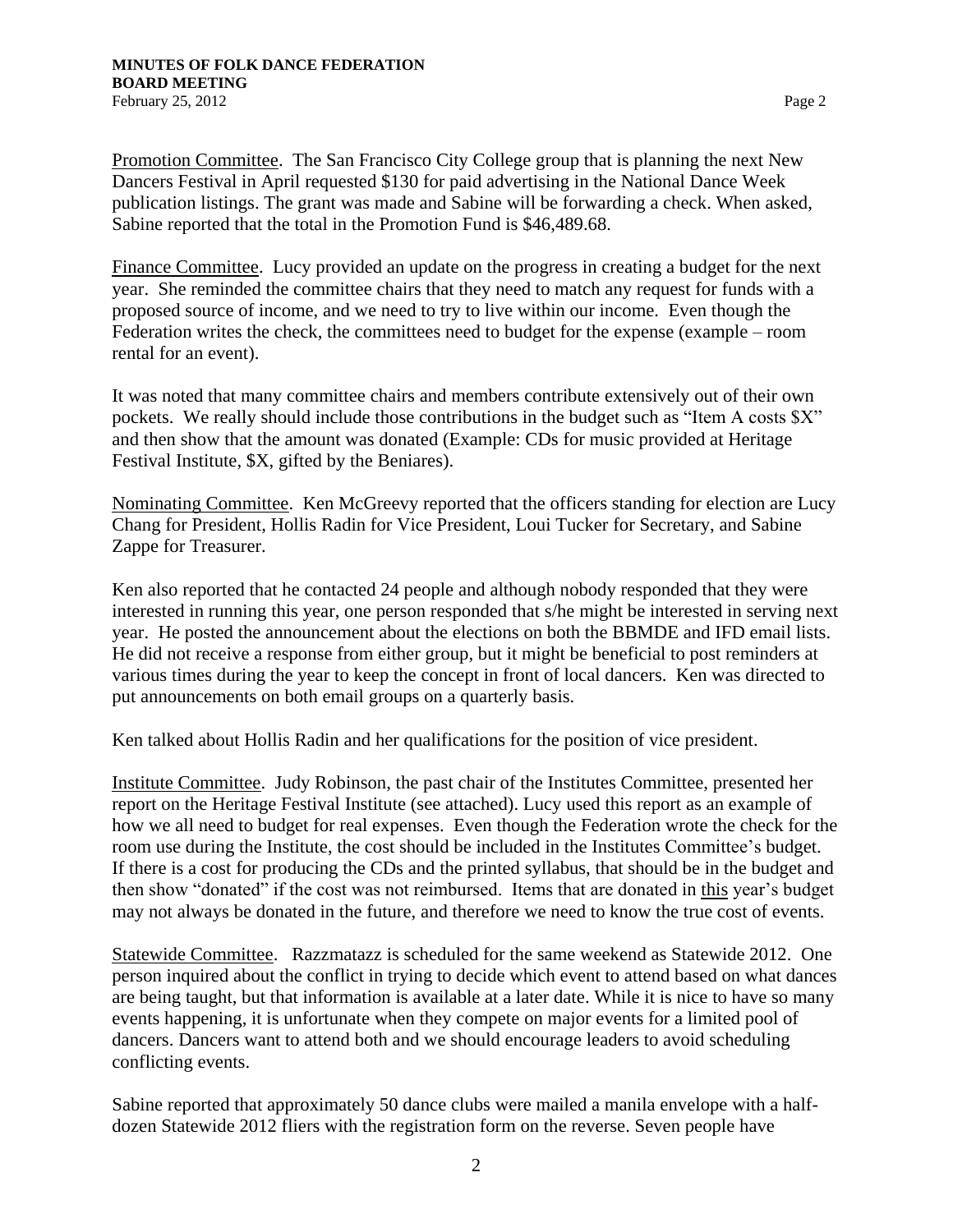Promotion Committee. The San Francisco City College group that is planning the next New Dancers Festival in April requested $130 for paid advertising in the National Dance Week publication listings. The grant was made and Sabine will be forwarding a check. When asked, Sabine reported that the total in the Promotion Fund is $46,489.68.

Finance Committee. Lucy provided an update on the progress in creating a budget for the next year. She reminded the committee chairs that they need to match any request for funds with a proposed source of income, and we need to try to live within our income. Even though the Federation writes the check, the committees need to budget for the expense (example – room rental for an event).

It was noted that many committee chairs and members contribute extensively out of their own pockets. We really should include those contributions in the budget such as "Item A costs $X" and then show that the amount was donated (Example: CDs for music provided at Heritage Festival Institute, $X, gifted by the Beniares).

Nominating Committee. Ken McGreevy reported that the officers standing for election are Lucy Chang for President, Hollis Radin for Vice President, Loui Tucker for Secretary, and Sabine Zappe for Treasurer.

Ken also reported that he contacted 24 people and although nobody responded that they were interested in running this year, one person responded that s/he might be interested in serving next year. He posted the announcement about the elections on both the BBMDE and IFD email lists. He did not receive a response from either group, but it might be beneficial to post reminders at various times during the year to keep the concept in front of local dancers. Ken was directed to put announcements on both email groups on a quarterly basis.

Ken talked about Hollis Radin and her qualifications for the position of vice president.

Institute Committee. Judy Robinson, the past chair of the Institutes Committee, presented her report on the Heritage Festival Institute (see attached). Lucy used this report as an example of how we all need to budget for real expenses. Even though the Federation wrote the check for the room use during the Institute, the cost should be included in the Institutes Committee's budget. If there is a cost for producing the CDs and the printed syllabus, that should be in the budget and then show "donated" if the cost was not reimbursed. Items that are donated in this year's budget may not always be donated in the future, and therefore we need to know the true cost of events.

Statewide Committee. Razzmatazz is scheduled for the same weekend as Statewide 2012. One person inquired about the conflict in trying to decide which event to attend based on what dances are being taught, but that information is available at a later date. While it is nice to have so many events happening, it is unfortunate when they compete on major events for a limited pool of dancers. Dancers want to attend both and we should encourage leaders to avoid scheduling conflicting events.

Sabine reported that approximately 50 dance clubs were mailed a manila envelope with a half-dozen Statewide 2012 fliers with the registration form on the reverse. Seven people have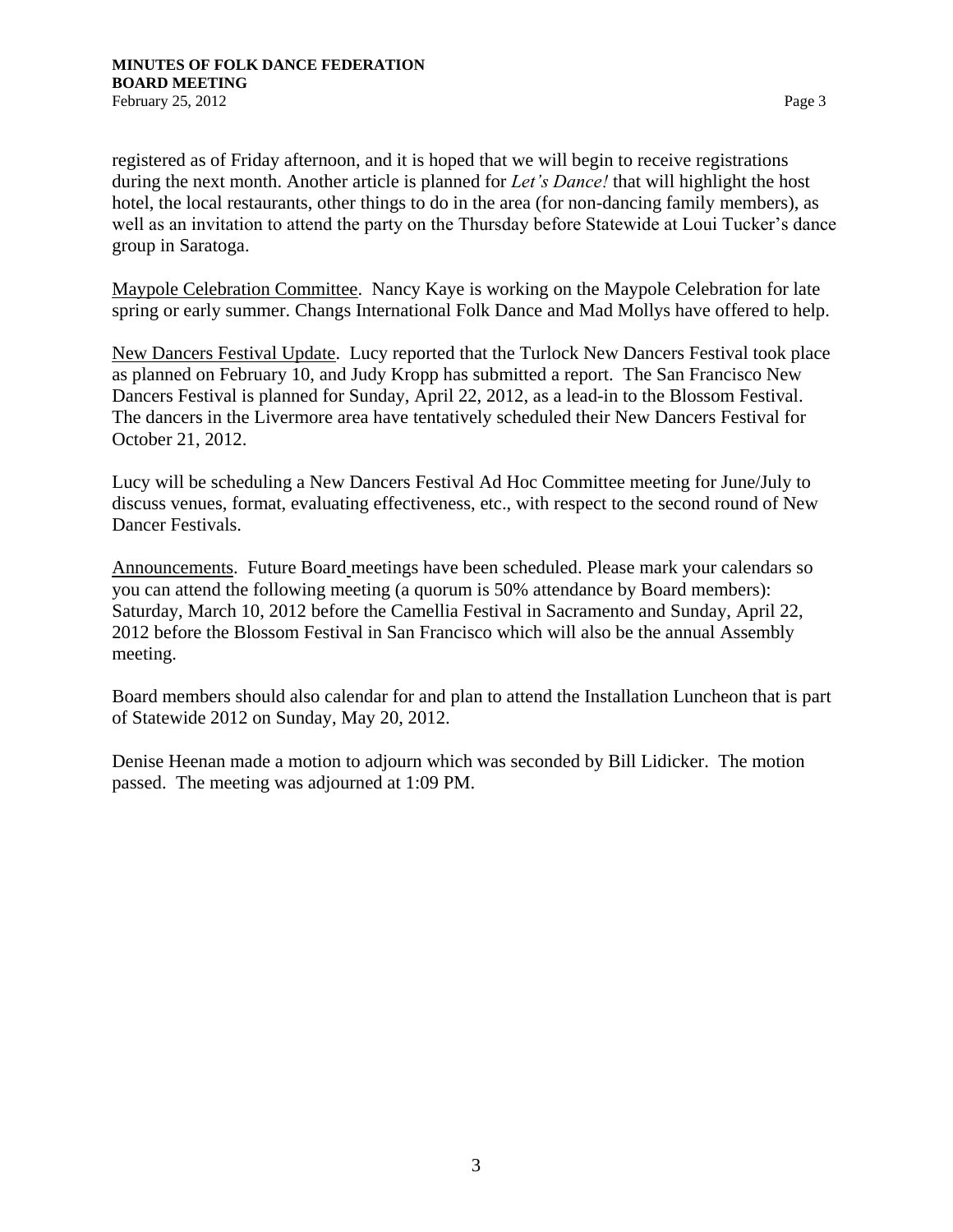registered as of Friday afternoon, and it is hoped that we will begin to receive registrations during the next month. Another article is planned for *Let's Dance!* that will highlight the host hotel, the local restaurants, other things to do in the area (for non-dancing family members), as well as an invitation to attend the party on the Thursday before Statewide at Loui Tucker's dance group in Saratoga.

Maypole Celebration Committee. Nancy Kaye is working on the Maypole Celebration for late spring or early summer. Changs International Folk Dance and Mad Mollys have offered to help.

New Dancers Festival Update. Lucy reported that the Turlock New Dancers Festival took place as planned on February 10, and Judy Kropp has submitted a report. The San Francisco New Dancers Festival is planned for Sunday, April 22, 2012, as a lead-in to the Blossom Festival. The dancers in the Livermore area have tentatively scheduled their New Dancers Festival for October 21, 2012.

Lucy will be scheduling a New Dancers Festival Ad Hoc Committee meeting for June/July to discuss venues, format, evaluating effectiveness, etc., with respect to the second round of New Dancer Festivals.

Announcements. Future Board meetings have been scheduled. Please mark your calendars so you can attend the following meeting (a quorum is 50% attendance by Board members): Saturday, March 10, 2012 before the Camellia Festival in Sacramento and Sunday, April 22, 2012 before the Blossom Festival in San Francisco which will also be the annual Assembly meeting.

Board members should also calendar for and plan to attend the Installation Luncheon that is part of Statewide 2012 on Sunday, May 20, 2012.

Denise Heenan made a motion to adjourn which was seconded by Bill Lidicker. The motion passed. The meeting was adjourned at 1:09 PM.